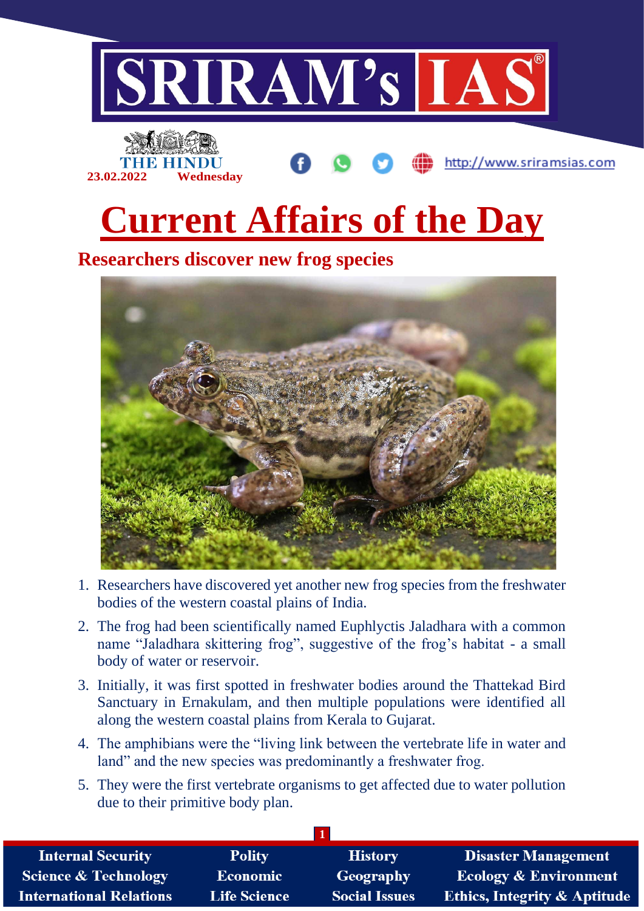# Current Affairs of the Day

THE HINDU
23.02.2022 Wednesday

## Researchers discover new frog species

1. Researchers have discovered yet another new frog species from the freshwater bodies of the western coastal plains of India.
2. The frog had been scientifically named Euphlyctis Jaladhara with a common name "Jaladhara skittering frog", suggestive of the frog's habitat - a small body of water or reservoir.
3. Initially, it was first spotted in freshwater bodies around the Thattekad Bird Sanctuary in Ernakulam, and then multiple populations were identified all along the western coastal plains from Kerala to Gujarat.
4. The amphibians were the "living link between the vertebrate life in water and land" and the new species was predominantly a freshwater frog.
5. They were the first vertebrate organisms to get affected due to water pollution due to their primitive body plan.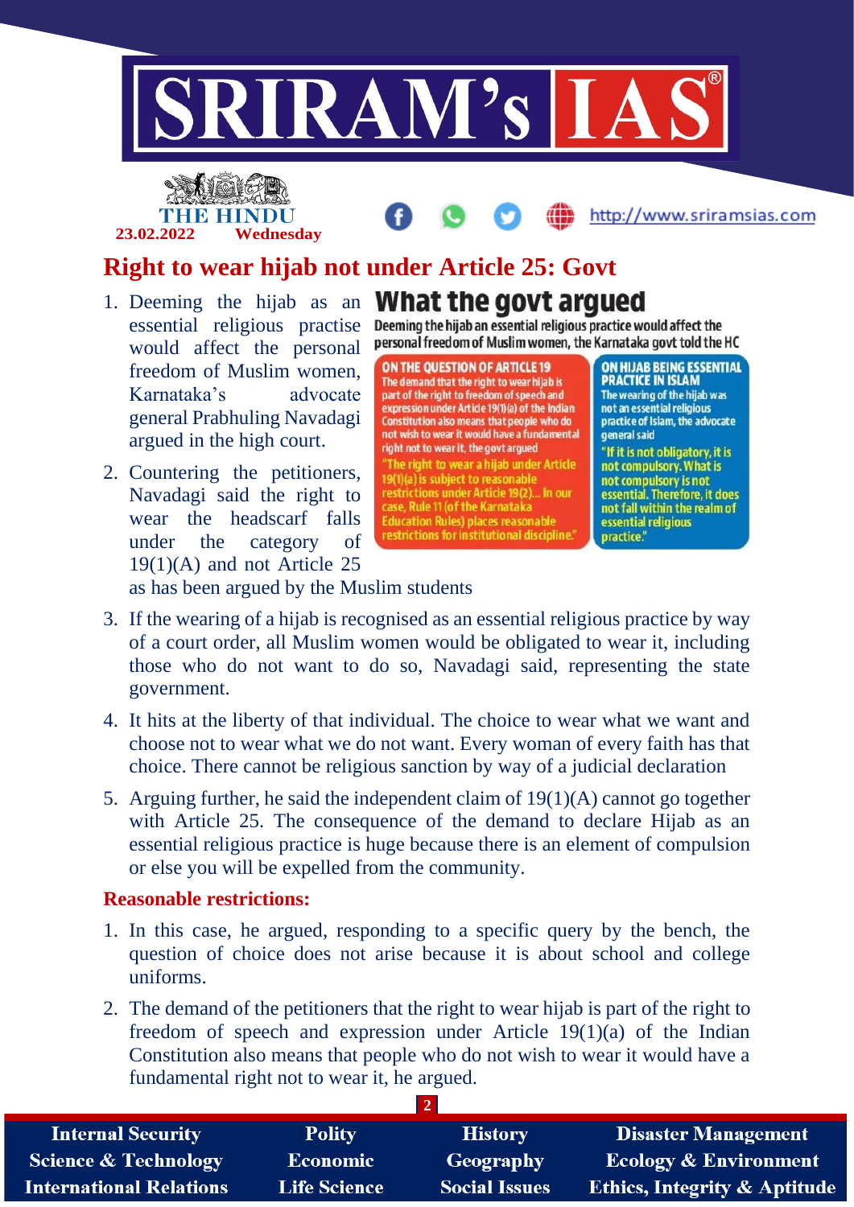# Right to wear hijab not under Article 25: Govt

1. Deeming the hijab as an essential religious practise would affect the personal freedom of Muslim women, Karnataka's advocate general Prabhuling Navadagi argued in the high court.
2. Countering the petitioners, Navadagi said the right to wear the headscarf falls under the category of 19(1)(A) and not Article 25 as has been argued by the Muslim students

## What the govt argued

Deeming the hijab an essential religious practice would affect the personal freedom of Muslim women, the Karnataka govt told the HC

**ON THE QUESTION OF ARTICLE 19**

The demand that the right to wear hijab is part of the right to freedom of speech and expression under Article 19(1)(a) of the Indian Constitution also means that people who do not wish to wear it would have a fundamental right not to wear it, the govt argued

"The right to wear a hijab under Article 19(1)(a) is subject to reasonable restrictions under Article 19(2)... In our case, Rule 11 (of the Karnataka Education Rules) places reasonable restrictions for institutional discipline."

**ON HIJAB BEING ESSENTIAL PRACTICE IN ISLAM**

The wearing of the hijab was not an essential religious practice of Islam, the advocate general said

"If it is not obligatory, it is not compulsory. What is not compulsory is not essential. Therefore, it does not fall within the realm of essential religious practice."

3. If the wearing of a hijab is recognised as an essential religious practice by way of a court order, all Muslim women would be obligated to wear it, including those who do not want to do so, Navadagi said, representing the state government.
4. It hits at the liberty of that individual. The choice to wear what we want and choose not to wear what we do not want. Every woman of every faith has that choice. There cannot be religious sanction by way of a judicial declaration
5. Arguing further, he said the independent claim of 19(1)(A) cannot go together with Article 25. The consequence of the demand to declare Hijab as an essential religious practice is huge because there is an element of compulsion or else you will be expelled from the community.

### Reasonable restrictions:

1. In this case, he argued, responding to a specific query by the bench, the question of choice does not arise because it is about school and college uniforms.
2. The demand of the petitioners that the right to wear hijab is part of the right to freedom of speech and expression under Article 19(1)(a) of the Indian Constitution also means that people who do not wish to wear it would have a fundamental right not to wear it, he argued.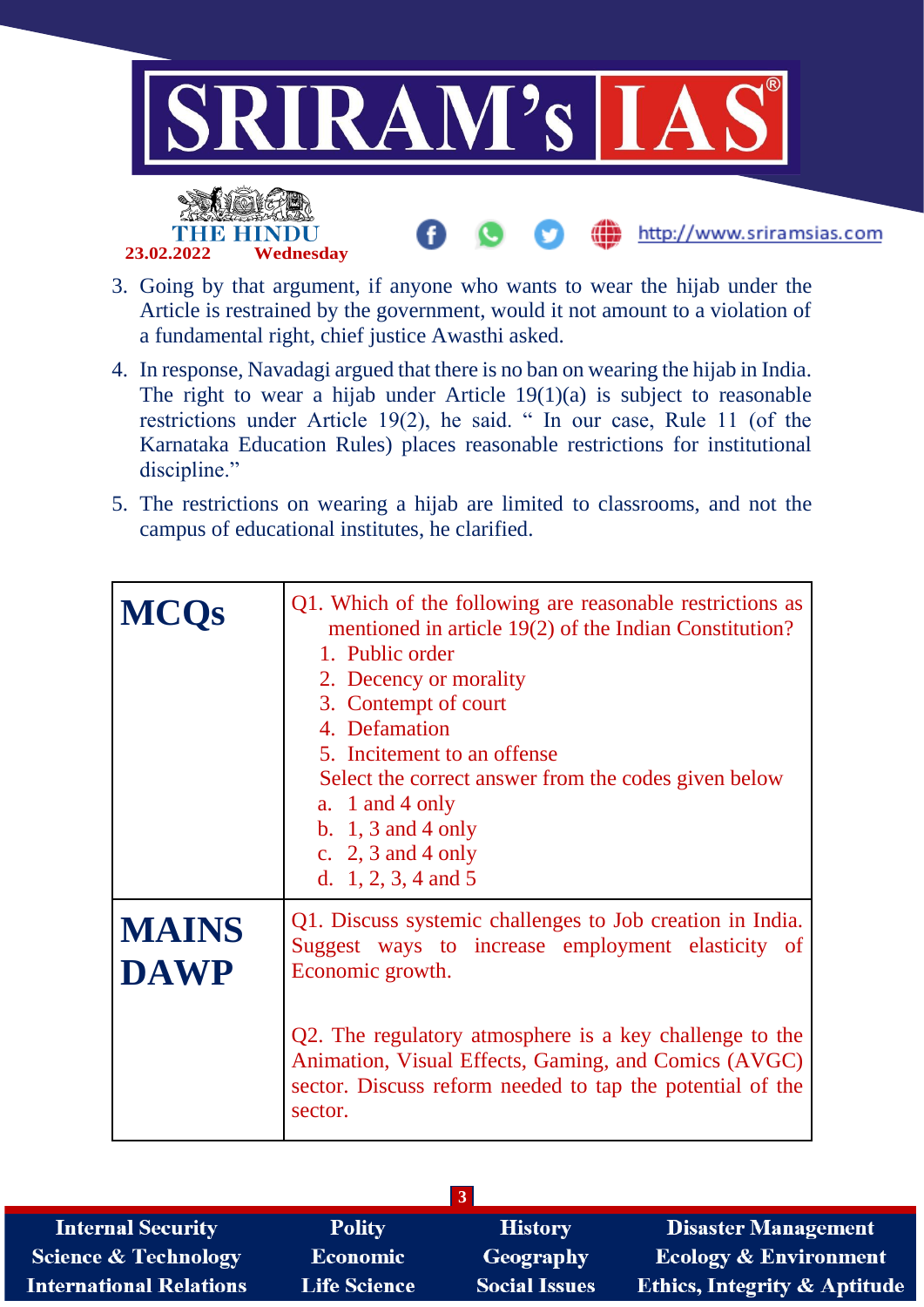3. Going by that argument, if anyone who wants to wear the hijab under the Article is restrained by the government, would it not amount to a violation of a fundamental right, chief justice Awasthi asked.
4. In response, Navadagi argued that there is no ban on wearing the hijab in India. The right to wear a hijab under Article 19(1)(a) is subject to reasonable restrictions under Article 19(2), he said. " In our case, Rule 11 (of the Karnataka Education Rules) places reasonable restrictions for institutional discipline."
5. The restrictions on wearing a hijab are limited to classrooms, and not the campus of educational institutes, he clarified.

| | |
|---|---|
| **MCQs** | Q1. Which of the following are reasonable restrictions as mentioned in article 19(2) of the Indian Constitution?<br>1. Public order<br>2. Decency or morality<br>3. Contempt of court<br>4. Defamation<br>5. Incitement to an offense<br>Select the correct answer from the codes given below<br>a. 1 and 4 only<br>b. 1, 3 and 4 only<br>c. 2, 3 and 4 only<br>d. 1, 2, 3, 4 and 5 |
| **MAINS DAWP** | Q1. Discuss systemic challenges to Job creation in India. Suggest ways to increase employment elasticity of Economic growth.<br><br>Q2. The regulatory atmosphere is a key challenge to the Animation, Visual Effects, Gaming, and Comics (AVGC) sector. Discuss reform needed to tap the potential of the sector. |